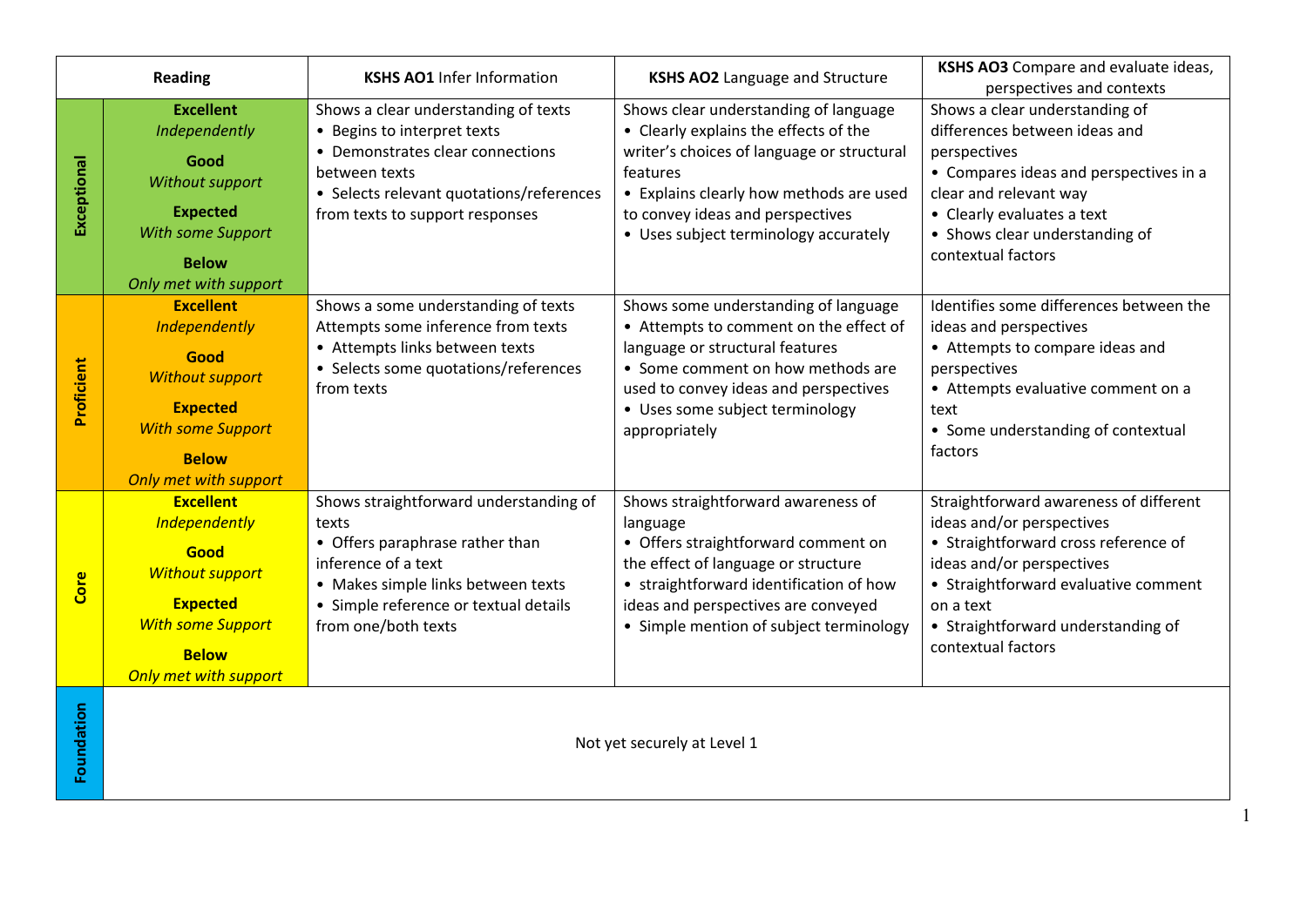| Reading | | KSHS AO1 Infer Information | KSHS AO2 Language and Structure | KSHS AO3 Compare and evaluate ideas, perspectives and contexts |
|---|---|---|---|---|
| **Exceptional** | **Excellent**<br>*Independently*<br>**Good**<br>*Without support*<br>**Expected**<br>*With some Support*<br>**Below**<br>*Only met with support* | Shows a clear understanding of texts<br>• Begins to interpret texts<br>• Demonstrates clear connections between texts<br>• Selects relevant quotations/references from texts to support responses | Shows clear understanding of language<br>• Clearly explains the effects of the writer's choices of language or structural features<br>• Explains clearly how methods are used to convey ideas and perspectives<br>• Uses subject terminology accurately | Shows a clear understanding of differences between ideas and perspectives<br>• Compares ideas and perspectives in a clear and relevant way<br>• Clearly evaluates a text<br>• Shows clear understanding of contextual factors |
| **Proficient** | **Excellent**<br>*Independently*<br>**Good**<br>*Without support*<br>**Expected**<br>*With some Support*<br>**Below**<br>*Only met with support* | Shows a some understanding of texts<br>Attempts some inference from texts<br>• Attempts links between texts<br>• Selects some quotations/references from texts | Shows some understanding of language<br>• Attempts to comment on the effect of language or structural features<br>• Some comment on how methods are used to convey ideas and perspectives<br>• Uses some subject terminology appropriately | Identifies some differences between the ideas and perspectives<br>• Attempts to compare ideas and perspectives<br>• Attempts evaluative comment on a text<br>• Some understanding of contextual factors |
| **Core** | **Excellent**<br>*Independently*<br>**Good**<br>*Without support*<br>**Expected**<br>*With some Support*<br>**Below**<br>*Only met with support* | Shows straightforward understanding of texts<br>• Offers paraphrase rather than inference of a text<br>• Makes simple links between texts<br>• Simple reference or textual details from one/both texts | Shows straightforward awareness of language<br>• Offers straightforward comment on the effect of language or structure<br>• straightforward identification of how ideas and perspectives are conveyed<br>• Simple mention of subject terminology | Straightforward awareness of different ideas and/or perspectives<br>• Straightforward cross reference of ideas and/or perspectives<br>• Straightforward evaluative comment on a text<br>• Straightforward understanding of contextual factors |
| **Foundation** | Not yet securely at Level 1 | | | |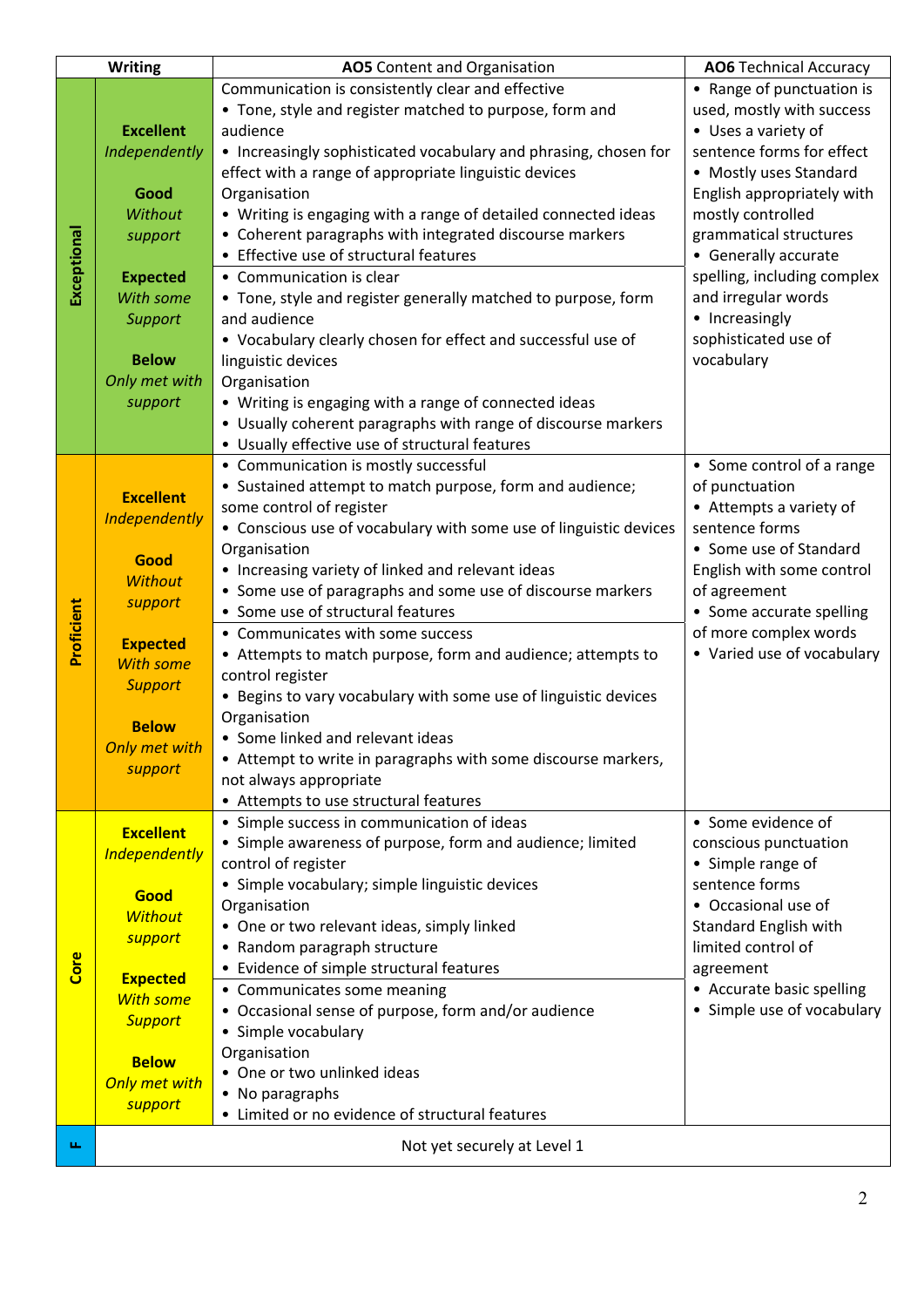| Writing | | AO5 Content and Organisation | AO6 Technical Accuracy |
|---|---|---|---|
| **Exceptional** | **Excellent** *Independently*<br><br>**Good** *Without support*<br><br>**Expected** *With some Support*<br><br>**Below** *Only met with support* | Communication is consistently clear and effective<br>• Tone, style and register matched to purpose, form and audience<br>• Increasingly sophisticated vocabulary and phrasing, chosen for effect with a range of appropriate linguistic devices<br>Organisation<br>• Writing is engaging with a range of detailed connected ideas<br>• Coherent paragraphs with integrated discourse markers<br>• Effective use of structural features | • Range of punctuation is used, mostly with success<br>• Uses a variety of sentence forms for effect<br>• Mostly uses Standard English appropriately with mostly controlled grammatical structures<br>• Generally accurate spelling, including complex and irregular words<br>• Increasingly sophisticated use of vocabulary |
| | | • Communication is clear<br>• Tone, style and register generally matched to purpose, form and audience<br>• Vocabulary clearly chosen for effect and successful use of linguistic devices<br>Organisation<br>• Writing is engaging with a range of connected ideas<br>• Usually coherent paragraphs with range of discourse markers<br>• Usually effective use of structural features | |
| **Proficient** | **Excellent** *Independently*<br><br>**Good** *Without support*<br><br>**Expected** *With some Support*<br><br>**Below** *Only met with support* | • Communication is mostly successful<br>• Sustained attempt to match purpose, form and audience; some control of register<br>• Conscious use of vocabulary with some use of linguistic devices<br>Organisation<br>• Increasing variety of linked and relevant ideas<br>• Some use of paragraphs and some use of discourse markers<br>• Some use of structural features | • Some control of a range of punctuation<br>• Attempts a variety of sentence forms<br>• Some use of Standard English with some control of agreement<br>• Some accurate spelling of more complex words<br>• Varied use of vocabulary |
| | | • Communicates with some success<br>• Attempts to match purpose, form and audience; attempts to control register<br>• Begins to vary vocabulary with some use of linguistic devices<br>Organisation<br>• Some linked and relevant ideas<br>• Attempt to write in paragraphs with some discourse markers, not always appropriate<br>• Attempts to use structural features | |
| **Core** | **Excellent** *Independently*<br><br>**Good** *Without support*<br><br>**Expected** *With some Support*<br><br>**Below** *Only met with support* | • Simple success in communication of ideas<br>• Simple awareness of purpose, form and audience; limited control of register<br>• Simple vocabulary; simple linguistic devices<br>Organisation<br>• One or two relevant ideas, simply linked<br>• Random paragraph structure<br>• Evidence of simple structural features | • Some evidence of conscious punctuation<br>• Simple range of sentence forms<br>• Occasional use of Standard English with limited control of agreement<br>• Accurate basic spelling<br>• Simple use of vocabulary |
| | | • Communicates some meaning<br>• Occasional sense of purpose, form and/or audience<br>• Simple vocabulary<br>Organisation<br>• One or two unlinked ideas<br>• No paragraphs<br>• Limited or no evidence of structural features | |
| **F** | Not yet securely at Level 1 | | |